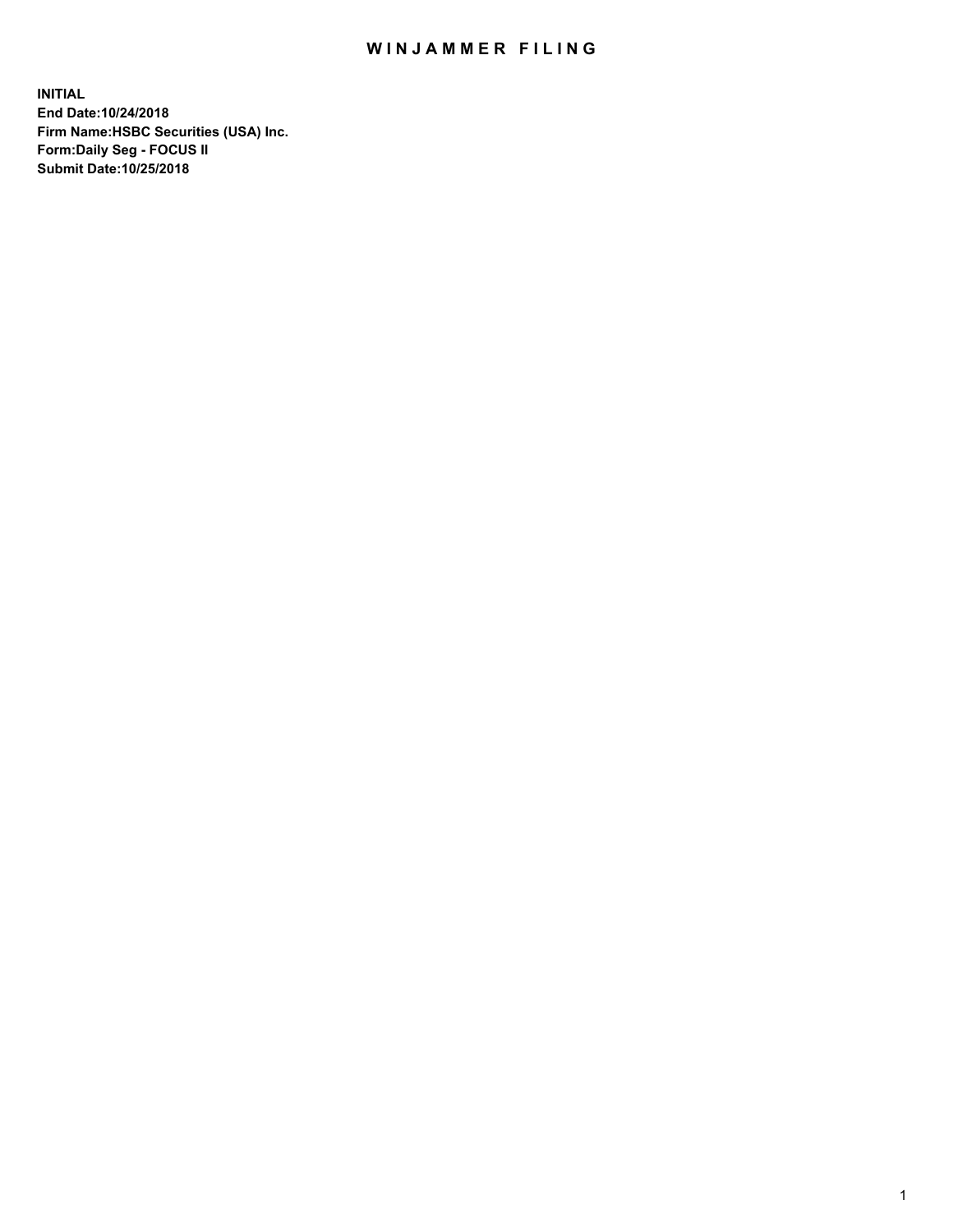# WINJAMMER FILING

**INITIAL**
**End Date:10/24/2018**
**Firm Name:HSBC Securities (USA) Inc.**
**Form:Daily Seg - FOCUS II**
**Submit Date:10/25/2018**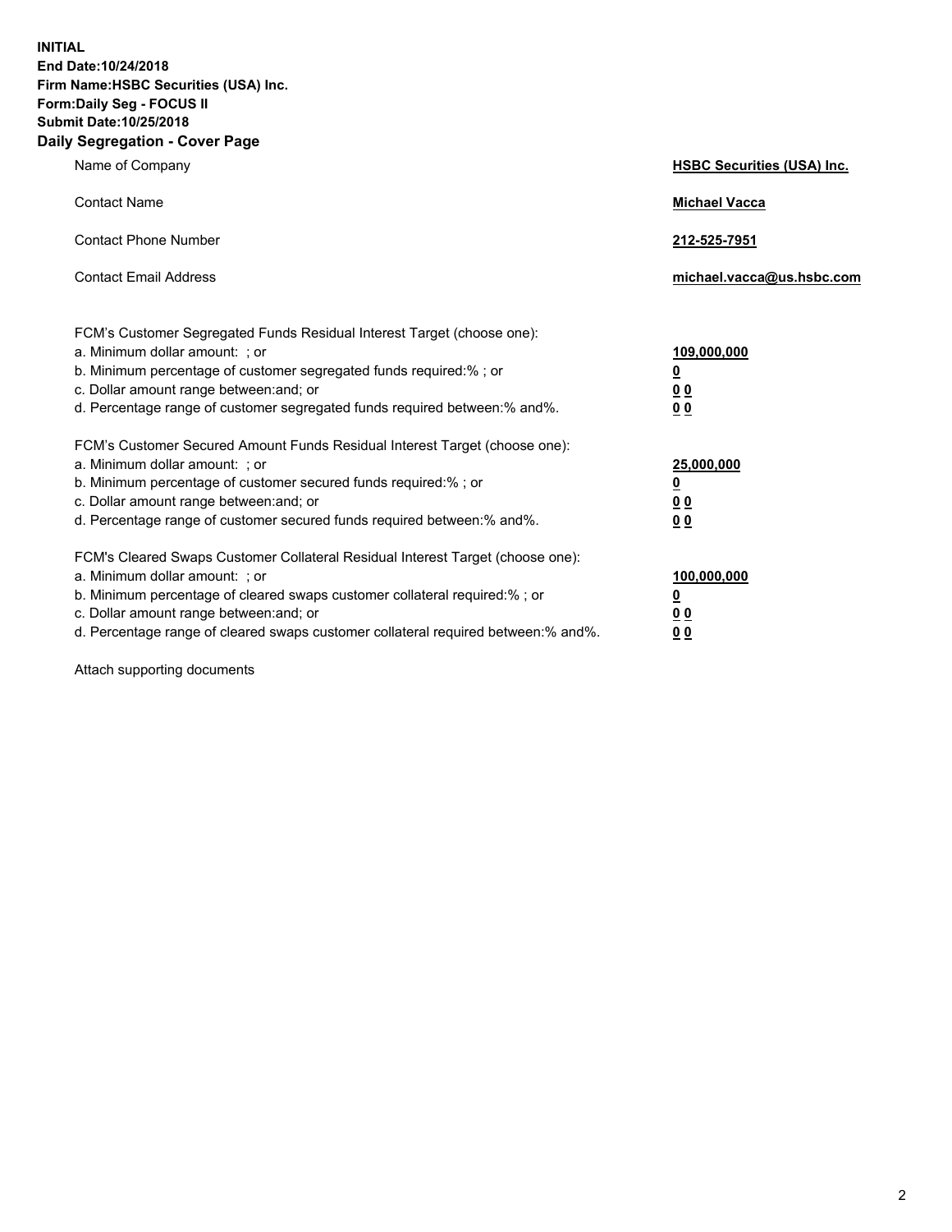**INITIAL**
**End Date:10/24/2018**
**Firm Name:HSBC Securities (USA) Inc.**
**Form:Daily Seg - FOCUS II**
**Submit Date:10/25/2018**
**Daily Segregation - Cover Page**

| | |
|---|---|
| Name of Company | **HSBC Securities (USA) Inc.** |
| Contact Name | **Michael Vacca** |
| Contact Phone Number | **212-525-7951** |
| Contact Email Address | **michael.vacca@us.hsbc.com** |

| | |
|---|---|
| FCM's Customer Segregated Funds Residual Interest Target (choose one): | |
| a. Minimum dollar amount: ; or | **109,000,000** |
| b. Minimum percentage of customer segregated funds required:% ; or | **0** |
| c. Dollar amount range between:and; or | **0 0** |
| d. Percentage range of customer segregated funds required between:% and%. | **0 0** |
| FCM's Customer Secured Amount Funds Residual Interest Target (choose one): | |
| a. Minimum dollar amount: ; or | **25,000,000** |
| b. Minimum percentage of customer secured funds required:% ; or | **0** |
| c. Dollar amount range between:and; or | **0 0** |
| d. Percentage range of customer secured funds required between:% and%. | **0 0** |
| FCM's Cleared Swaps Customer Collateral Residual Interest Target (choose one): | |
| a. Minimum dollar amount: ; or | **100,000,000** |
| b. Minimum percentage of cleared swaps customer collateral required:% ; or | **0** |
| c. Dollar amount range between:and; or | **0 0** |
| d. Percentage range of cleared swaps customer collateral required between:% and%. | **0 0** |

Attach supporting documents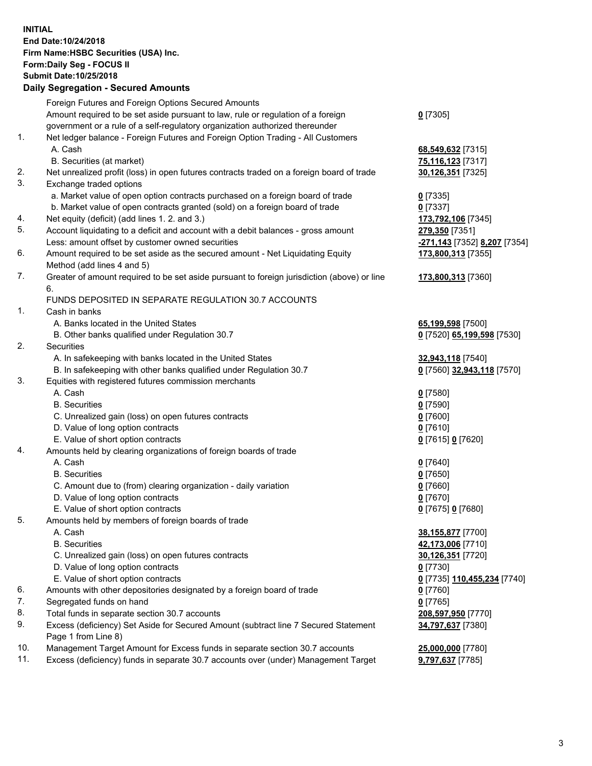**INITIAL**
**End Date:10/24/2018**
**Firm Name:HSBC Securities (USA) Inc.**
**Form:Daily Seg - FOCUS II**
**Submit Date:10/25/2018**

**Daily Segregation - Secured Amounts**

| | | |
|---|---|---|
| | Foreign Futures and Foreign Options Secured Amounts | |
| | Amount required to be set aside pursuant to law, rule or regulation of a foreign government or a rule of a self-regulatory organization authorized thereunder | **0** [7305] |
| 1. | Net ledger balance - Foreign Futures and Foreign Option Trading - All Customers | |
| | A. Cash | **68,549,632** [7315] |
| | B. Securities (at market) | **75,116,123** [7317] |
| 2. | Net unrealized profit (loss) in open futures contracts traded on a foreign board of trade | **30,126,351** [7325] |
| 3. | Exchange traded options | |
| | a. Market value of open option contracts purchased on a foreign board of trade | **0** [7335] |
| | b. Market value of open contracts granted (sold) on a foreign board of trade | **0** [7337] |
| 4. | Net equity (deficit) (add lines 1. 2. and 3.) | **173,792,106** [7345] |
| 5. | Account liquidating to a deficit and account with a debit balances - gross amount | **279,350** [7351] |
| | Less: amount offset by customer owned securities | **-271,143** [7352] **8,207** [7354] |
| 6. | Amount required to be set aside as the secured amount - Net Liquidating Equity Method (add lines 4 and 5) | **173,800,313** [7355] |
| 7. | Greater of amount required to be set aside pursuant to foreign jurisdiction (above) or line 6. | **173,800,313** [7360] |
| | FUNDS DEPOSITED IN SEPARATE REGULATION 30.7 ACCOUNTS | |
| 1. | Cash in banks | |
| | A. Banks located in the United States | **65,199,598** [7500] |
| | B. Other banks qualified under Regulation 30.7 | **0** [7520] **65,199,598** [7530] |
| 2. | Securities | |
| | A. In safekeeping with banks located in the United States | **32,943,118** [7540] |
| | B. In safekeeping with other banks qualified under Regulation 30.7 | **0** [7560] **32,943,118** [7570] |
| 3. | Equities with registered futures commission merchants | |
| | A. Cash | **0** [7580] |
| | B. Securities | **0** [7590] |
| | C. Unrealized gain (loss) on open futures contracts | **0** [7600] |
| | D. Value of long option contracts | **0** [7610] |
| | E. Value of short option contracts | **0** [7615] **0** [7620] |
| 4. | Amounts held by clearing organizations of foreign boards of trade | |
| | A. Cash | **0** [7640] |
| | B. Securities | **0** [7650] |
| | C. Amount due to (from) clearing organization - daily variation | **0** [7660] |
| | D. Value of long option contracts | **0** [7670] |
| | E. Value of short option contracts | **0** [7675] **0** [7680] |
| 5. | Amounts held by members of foreign boards of trade | |
| | A. Cash | **38,155,877** [7700] |
| | B. Securities | **42,173,006** [7710] |
| | C. Unrealized gain (loss) on open futures contracts | **30,126,351** [7720] |
| | D. Value of long option contracts | **0** [7730] |
| | E. Value of short option contracts | **0** [7735] **110,455,234** [7740] |
| 6. | Amounts with other depositories designated by a foreign board of trade | **0** [7760] |
| 7. | Segregated funds on hand | **0** [7765] |
| 8. | Total funds in separate section 30.7 accounts | **208,597,950** [7770] |
| 9. | Excess (deficiency) Set Aside for Secured Amount (subtract line 7 Secured Statement Page 1 from Line 8) | **34,797,637** [7380] |
| 10. | Management Target Amount for Excess funds in separate section 30.7 accounts | **25,000,000** [7780] |
| 11. | Excess (deficiency) funds in separate 30.7 accounts over (under) Management Target | **9,797,637** [7785] |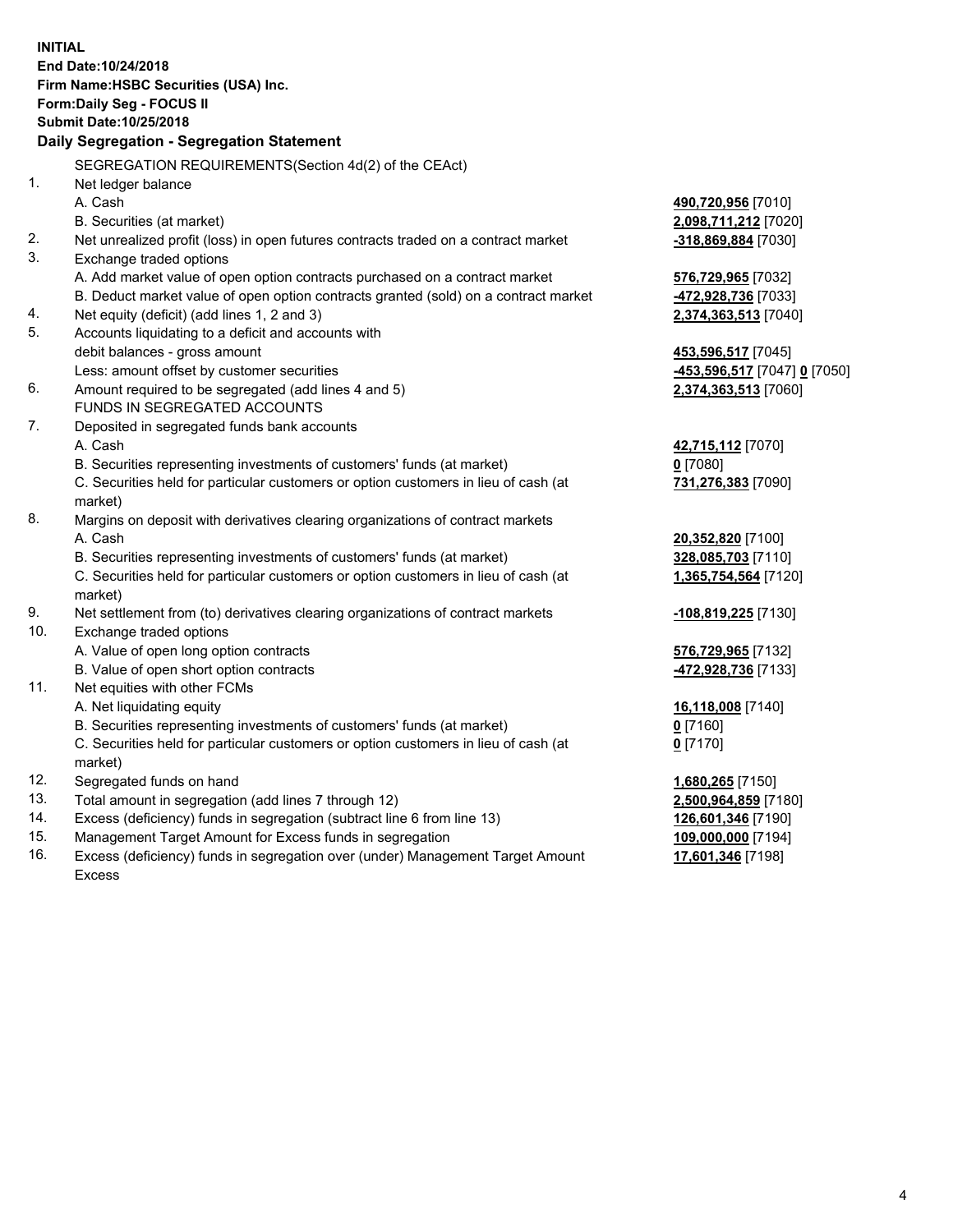**INITIAL**
**End Date:10/24/2018**
**Firm Name:HSBC Securities (USA) Inc.**
**Form:Daily Seg - FOCUS II**
**Submit Date:10/25/2018**

### Daily Segregation - Segregation Statement

| | | |
|---|---|---|
| | SEGREGATION REQUIREMENTS(Section 4d(2) of the CEAct) | |
| 1. | Net ledger balance | |
| | A. Cash | **490,720,956** [7010] |
| | B. Securities (at market) | **2,098,711,212** [7020] |
| 2. | Net unrealized profit (loss) in open futures contracts traded on a contract market | **-318,869,884** [7030] |
| 3. | Exchange traded options | |
| | A. Add market value of open option contracts purchased on a contract market | **576,729,965** [7032] |
| | B. Deduct market value of open option contracts granted (sold) on a contract market | **-472,928,736** [7033] |
| 4. | Net equity (deficit) (add lines 1, 2 and 3) | **2,374,363,513** [7040] |
| 5. | Accounts liquidating to a deficit and accounts with | |
| | debit balances - gross amount | **453,596,517** [7045] |
| | Less: amount offset by customer securities | **-453,596,517** [7047] **0** [7050] |
| 6. | Amount required to be segregated (add lines 4 and 5) | **2,374,363,513** [7060] |
| | FUNDS IN SEGREGATED ACCOUNTS | |
| 7. | Deposited in segregated funds bank accounts | |
| | A. Cash | **42,715,112** [7070] |
| | B. Securities representing investments of customers' funds (at market) | **0** [7080] |
| | C. Securities held for particular customers or option customers in lieu of cash (at market) | **731,276,383** [7090] |
| 8. | Margins on deposit with derivatives clearing organizations of contract markets | |
| | A. Cash | **20,352,820** [7100] |
| | B. Securities representing investments of customers' funds (at market) | **328,085,703** [7110] |
| | C. Securities held for particular customers or option customers in lieu of cash (at market) | **1,365,754,564** [7120] |
| 9. | Net settlement from (to) derivatives clearing organizations of contract markets | **-108,819,225** [7130] |
| 10. | Exchange traded options | |
| | A. Value of open long option contracts | **576,729,965** [7132] |
| | B. Value of open short option contracts | **-472,928,736** [7133] |
| 11. | Net equities with other FCMs | |
| | A. Net liquidating equity | **16,118,008** [7140] |
| | B. Securities representing investments of customers' funds (at market) | **0** [7160] |
| | C. Securities held for particular customers or option customers in lieu of cash (at market) | **0** [7170] |
| 12. | Segregated funds on hand | **1,680,265** [7150] |
| 13. | Total amount in segregation (add lines 7 through 12) | **2,500,964,859** [7180] |
| 14. | Excess (deficiency) funds in segregation (subtract line 6 from line 13) | **126,601,346** [7190] |
| 15. | Management Target Amount for Excess funds in segregation | **109,000,000** [7194] |
| 16. | Excess (deficiency) funds in segregation over (under) Management Target Amount Excess | **17,601,346** [7198] |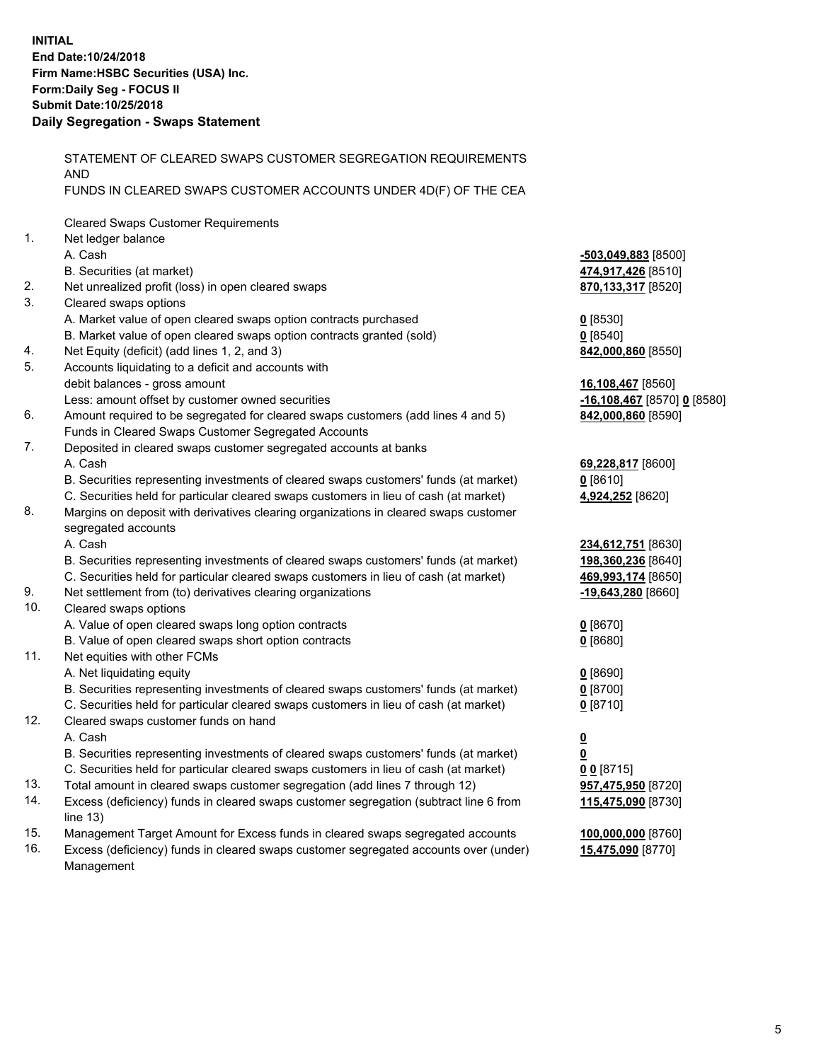**INITIAL**
**End Date:10/24/2018**
**Firm Name:HSBC Securities (USA) Inc.**
**Form:Daily Seg - FOCUS II**
**Submit Date:10/25/2018**
**Daily Segregation - Swaps Statement**

STATEMENT OF CLEARED SWAPS CUSTOMER SEGREGATION REQUIREMENTS AND FUNDS IN CLEARED SWAPS CUSTOMER ACCOUNTS UNDER 4D(F) OF THE CEA

| | | |
|---|---|---|
| | Cleared Swaps Customer Requirements | |
| 1. | Net ledger balance | |
| | A. Cash | **-503,049,883** [8500] |
| | B. Securities (at market) | **474,917,426** [8510] |
| 2. | Net unrealized profit (loss) in open cleared swaps | **870,133,317** [8520] |
| 3. | Cleared swaps options | |
| | A. Market value of open cleared swaps option contracts purchased | **0** [8530] |
| | B. Market value of open cleared swaps option contracts granted (sold) | **0** [8540] |
| 4. | Net Equity (deficit) (add lines 1, 2, and 3) | **842,000,860** [8550] |
| 5. | Accounts liquidating to a deficit and accounts with debit balances - gross amount | **16,108,467** [8560] |
| | Less: amount offset by customer owned securities | **-16,108,467** [8570] **0** [8580] |
| 6. | Amount required to be segregated for cleared swaps customers (add lines 4 and 5) | **842,000,860** [8590] |
| | Funds in Cleared Swaps Customer Segregated Accounts | |
| 7. | Deposited in cleared swaps customer segregated accounts at banks | |
| | A. Cash | **69,228,817** [8600] |
| | B. Securities representing investments of cleared swaps customers' funds (at market) | **0** [8610] |
| | C. Securities held for particular cleared swaps customers in lieu of cash (at market) | **4,924,252** [8620] |
| 8. | Margins on deposit with derivatives clearing organizations in cleared swaps customer segregated accounts | |
| | A. Cash | **234,612,751** [8630] |
| | B. Securities representing investments of cleared swaps customers' funds (at market) | **198,360,236** [8640] |
| | C. Securities held for particular cleared swaps customers in lieu of cash (at market) | **469,993,174** [8650] |
| 9. | Net settlement from (to) derivatives clearing organizations | **-19,643,280** [8660] |
| 10. | Cleared swaps options | |
| | A. Value of open cleared swaps long option contracts | **0** [8670] |
| | B. Value of open cleared swaps short option contracts | **0** [8680] |
| 11. | Net equities with other FCMs | |
| | A. Net liquidating equity | **0** [8690] |
| | B. Securities representing investments of cleared swaps customers' funds (at market) | **0** [8700] |
| | C. Securities held for particular cleared swaps customers in lieu of cash (at market) | **0** [8710] |
| 12. | Cleared swaps customer funds on hand | |
| | A. Cash | **0** |
| | B. Securities representing investments of cleared swaps customers' funds (at market) | **0** |
| | C. Securities held for particular cleared swaps customers in lieu of cash (at market) | **0** **0** [8715] |
| 13. | Total amount in cleared swaps customer segregation (add lines 7 through 12) | **957,475,950** [8720] |
| 14. | Excess (deficiency) funds in cleared swaps customer segregation (subtract line 6 from line 13) | **115,475,090** [8730] |
| 15. | Management Target Amount for Excess funds in cleared swaps segregated accounts | **100,000,000** [8760] |
| 16. | Excess (deficiency) funds in cleared swaps customer segregated accounts over (under) Management | **15,475,090** [8770] |